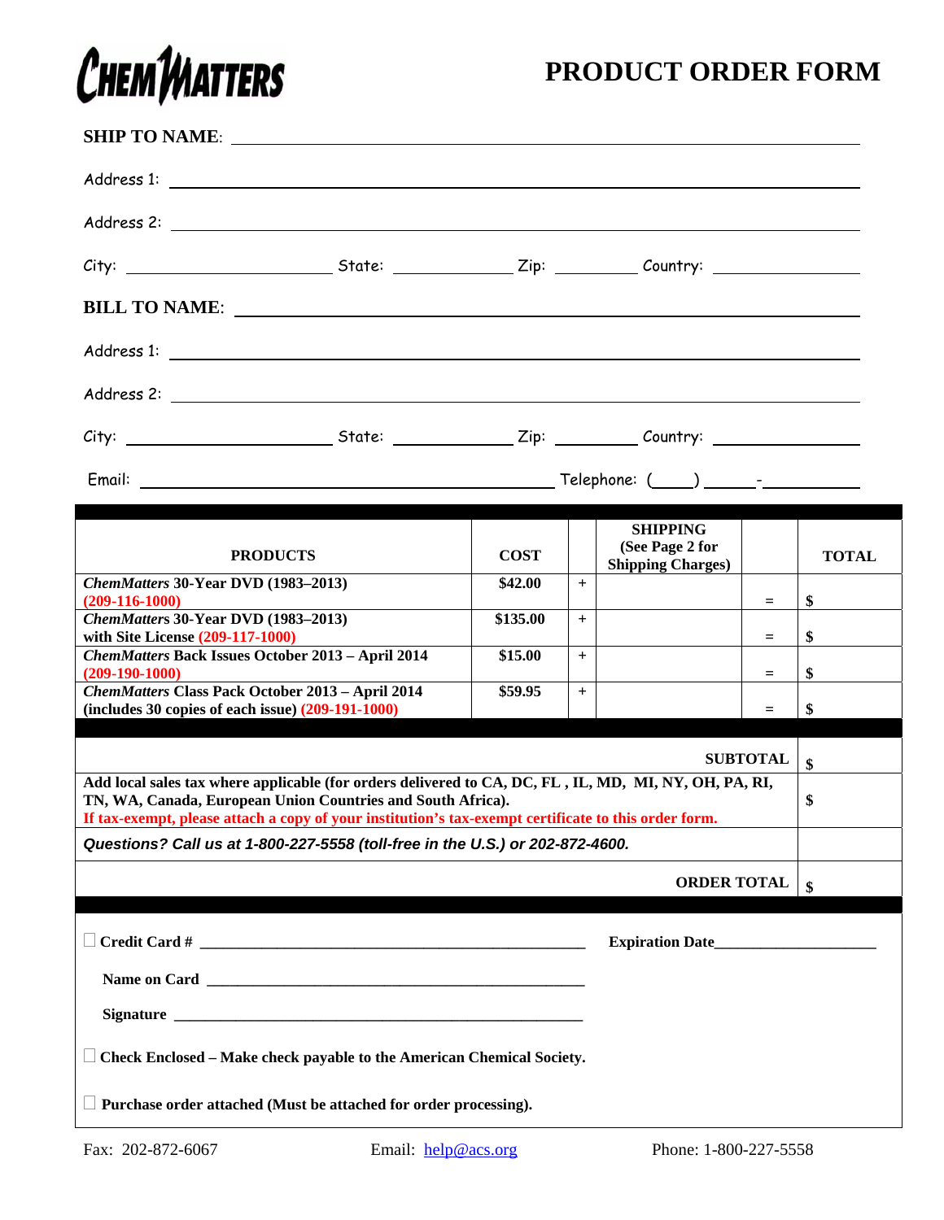# CHEMMATTERS

# PRODUCT ORDER FORM

**SHIP TO NAME**: ______________________________

Address 1: ______________________________

Address 2: ______________________________

City: ____________ State: ____________ Zip: ________ Country: ____________

**BILL TO NAME**: ______________________________

Address 1: ______________________________

Address 2: ______________________________

City: ____________ State: ____________ Zip: ________ Country: ____________

Email: ______________________________ Telephone: (____) ______-__________

| PRODUCTS | COST | | SHIPPING (See Page 2 for Shipping Charges) | | TOTAL |
|---|---|---|---|---|---|
| ***ChemMatters*** **30-Year DVD (1983–2013) (209-116-1000)** | **$42.00** | + | | = | **$** |
| ***ChemMatters*** **30-Year DVD (1983–2013) with Site License (209-117-1000)** | **$135.00** | + | | = | **$** |
| ***ChemMatters*** **Back Issues October 2013 – April 2014 (209-190-1000)** | **$15.00** | + | | = | **$** |
| ***ChemMatters*** **Class Pack October 2013 – April 2014 (includes 30 copies of each issue) (209-191-1000)** | **$59.95** | + | | = | **$** |

| | |
|---|---|
| **SUBTOTAL** | **$** |
| **Add local sales tax where applicable (for orders delivered to CA, DC, FL , IL, MD, MI, NY, OH, PA, RI, TN, WA, Canada, European Union Countries and South Africa).** **If tax-exempt, please attach a copy of your institution's tax-exempt certificate to this order form.** | **$** |
| ***Questions? Call us at 1-800-227-5558 (toll-free in the U.S.) or 202-872-4600.*** | |
| **ORDER TOTAL** | **$** |

☐ **Credit Card #** ______________________________ **Expiration Date**____________________

**Name on Card** ______________________________

**Signature** ______________________________

☐ **Check Enclosed – Make check payable to the American Chemical Society.**

☐ **Purchase order attached (Must be attached for order processing).**

Fax: 202-872-6067 Email: help@acs.org Phone: 1-800-227-5558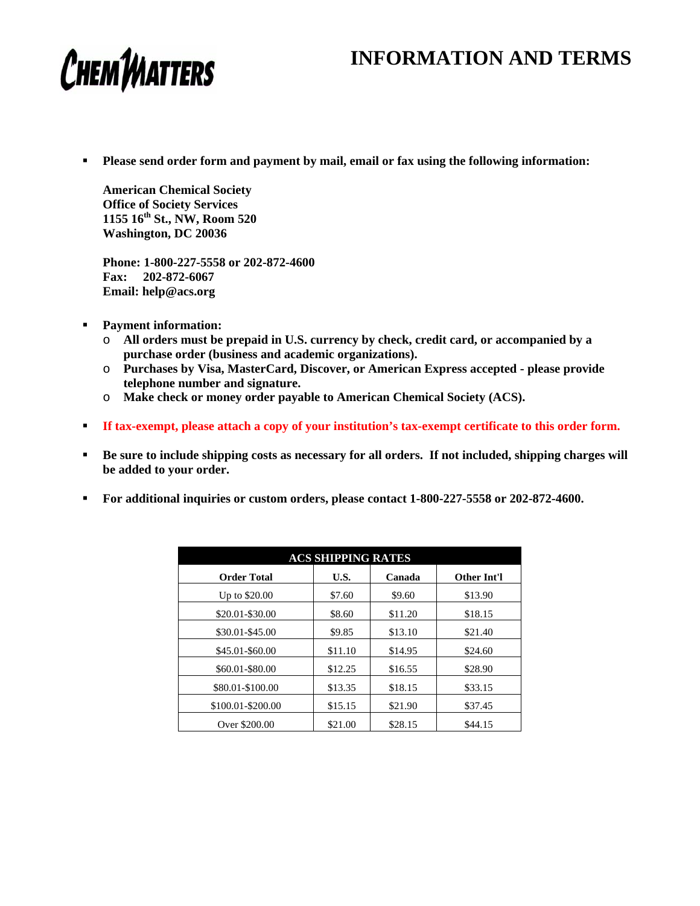**CHEMMATTERS**

# INFORMATION AND TERMS

- **Please send order form and payment by mail, email or fax using the following information:**

  **American Chemical Society**
  **Office of Society Services**
  **1155 16th St., NW, Room 520**
  **Washington, DC 20036**

  **Phone: 1-800-227-5558 or 202-872-4600**
  **Fax: 202-872-6067**
  **Email: help@acs.org**

- **Payment information:**
  - **All orders must be prepaid in U.S. currency by check, credit card, or accompanied by a purchase order (business and academic organizations).**
  - **Purchases by Visa, MasterCard, Discover, or American Express accepted - please provide telephone number and signature.**
  - **Make check or money order payable to American Chemical Society (ACS).**

- **If tax-exempt, please attach a copy of your institution's tax-exempt certificate to this order form.**

- **Be sure to include shipping costs as necessary for all orders. If not included, shipping charges will be added to your order.**

- **For additional inquiries or custom orders, please contact 1-800-227-5558 or 202-872-4600.**

**ACS SHIPPING RATES**

| Order Total | U.S. | Canada | Other Int'l |
|---|---|---|---|
| Up to $20.00 | $7.60 | $9.60 | $13.90 |
| $20.01-$30.00 | $8.60 | $11.20 | $18.15 |
| $30.01-$45.00 | $9.85 | $13.10 | $21.40 |
| $45.01-$60.00 | $11.10 | $14.95 | $24.60 |
| $60.01-$80.00 | $12.25 | $16.55 | $28.90 |
| $80.01-$100.00 | $13.35 | $18.15 | $33.15 |
| $100.01-$200.00 | $15.15 | $21.90 | $37.45 |
| Over $200.00 | $21.00 | $28.15 | $44.15 |